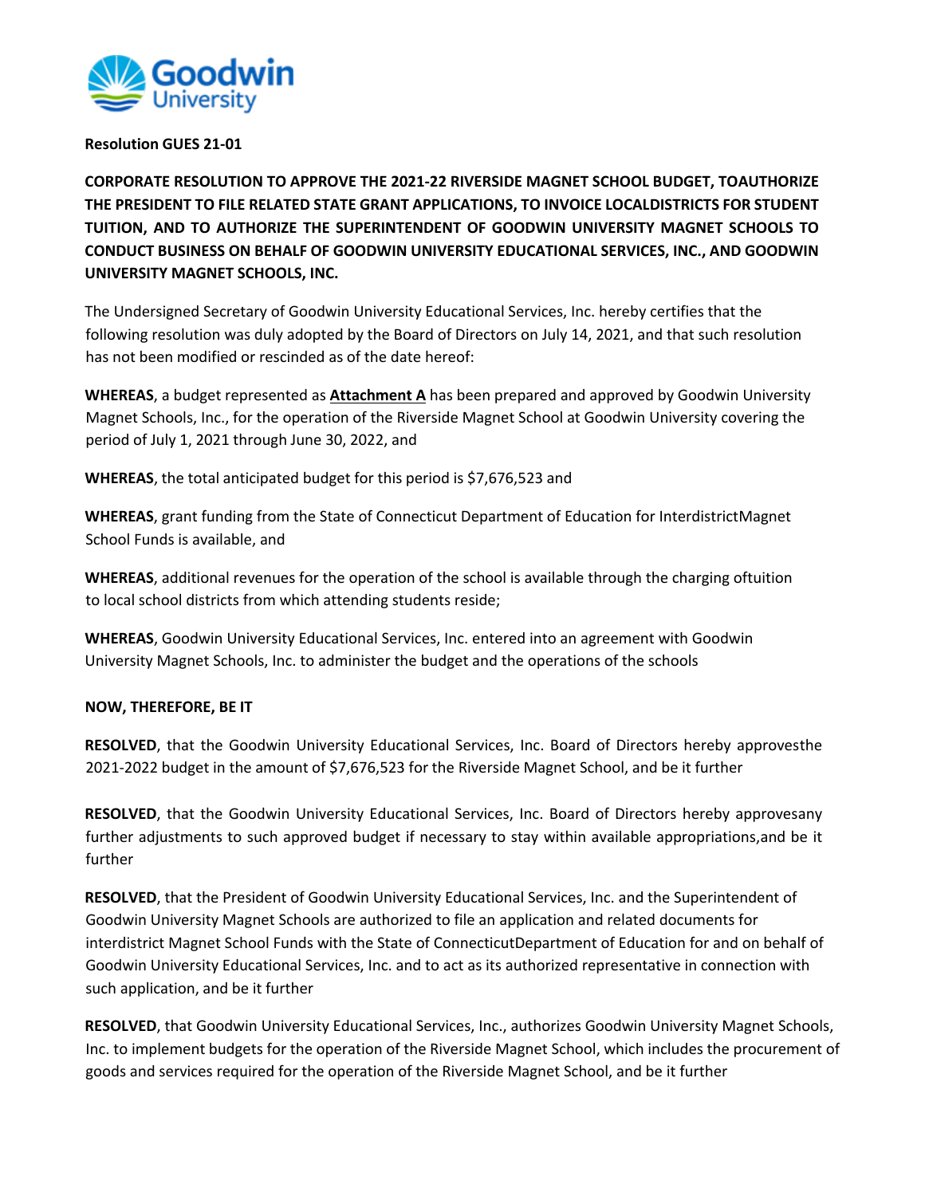**Resolution GUES 21-01**

**CORPORATE RESOLUTION TO APPROVE THE 2021-22 RIVERSIDE MAGNET SCHOOL BUDGET, TOAUTHORIZE THE PRESIDENT TO FILE RELATED STATE GRANT APPLICATIONS, TO INVOICE LOCALDISTRICTS FOR STUDENT TUITION, AND TO AUTHORIZE THE SUPERINTENDENT OF GOODWIN UNIVERSITY MAGNET SCHOOLS TO CONDUCT BUSINESS ON BEHALF OF GOODWIN UNIVERSITY EDUCATIONAL SERVICES, INC., AND GOODWIN UNIVERSITY MAGNET SCHOOLS, INC.**

The Undersigned Secretary of Goodwin University Educational Services, Inc. hereby certifies that the following resolution was duly adopted by the Board of Directors on July 14, 2021, and that such resolution has not been modified or rescinded as of the date hereof:

**WHEREAS**, a budget represented as **Attachment A** has been prepared and approved by Goodwin University Magnet Schools, Inc., for the operation of the Riverside Magnet School at Goodwin University covering the period of July 1, 2021 through June 30, 2022, and

**WHEREAS**, the total anticipated budget for this period is $7,676,523 and

**WHEREAS**, grant funding from the State of Connecticut Department of Education for InterdistrictMagnet School Funds is available, and

**WHEREAS**, additional revenues for the operation of the school is available through the charging oftuition to local school districts from which attending students reside;

**WHEREAS**, Goodwin University Educational Services, Inc. entered into an agreement with Goodwin University Magnet Schools, Inc. to administer the budget and the operations of the schools

**NOW, THEREFORE, BE IT**

**RESOLVED**, that the Goodwin University Educational Services, Inc. Board of Directors hereby approvesthe 2021-2022 budget in the amount of $7,676,523 for the Riverside Magnet School, and be it further

**RESOLVED**, that the Goodwin University Educational Services, Inc. Board of Directors hereby approvesany further adjustments to such approved budget if necessary to stay within available appropriations,and be it further

**RESOLVED**, that the President of Goodwin University Educational Services, Inc. and the Superintendent of Goodwin University Magnet Schools are authorized to file an application and related documents for interdistrict Magnet School Funds with the State of ConnecticutDepartment of Education for and on behalf of Goodwin University Educational Services, Inc. and to act as its authorized representative in connection with such application, and be it further

**RESOLVED**, that Goodwin University Educational Services, Inc., authorizes Goodwin University Magnet Schools, Inc. to implement budgets for the operation of the Riverside Magnet School, which includes the procurement of goods and services required for the operation of the Riverside Magnet School, and be it further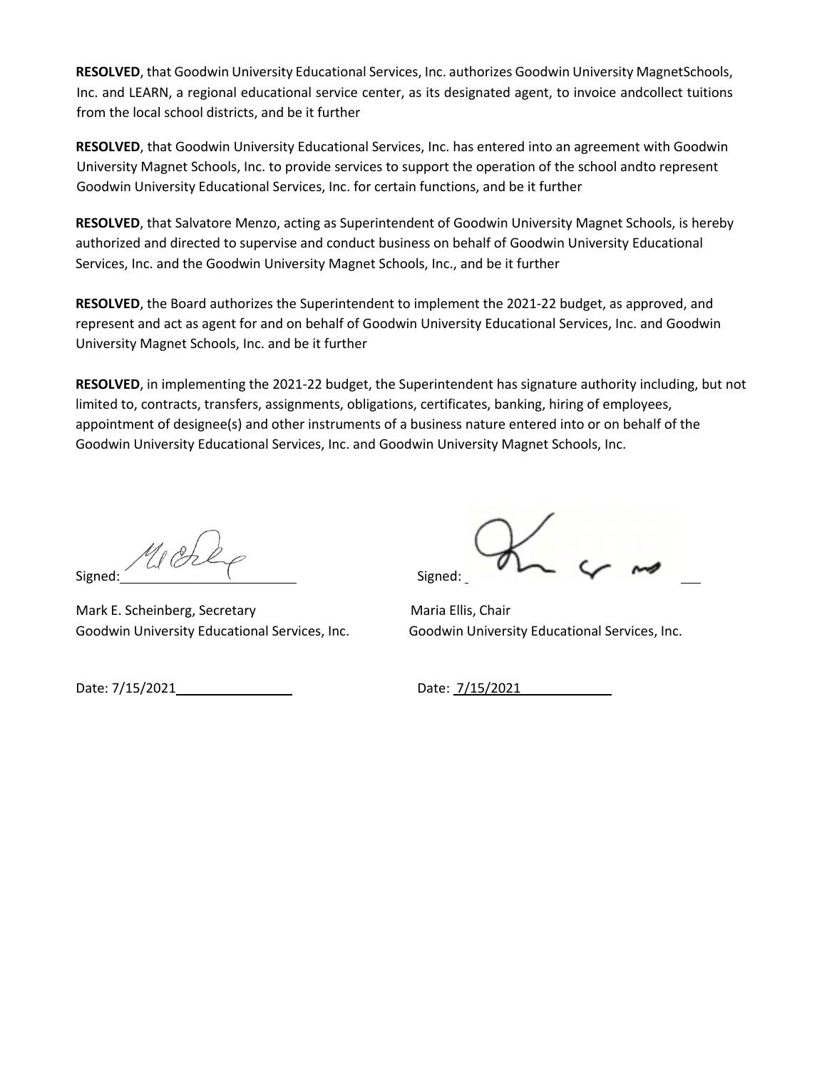**RESOLVED**, that Goodwin University Educational Services, Inc. authorizes Goodwin University MagnetSchools, Inc. and LEARN, a regional educational service center, as its designated agent, to invoice andcollect tuitions from the local school districts, and be it further

**RESOLVED**, that Goodwin University Educational Services, Inc. has entered into an agreement with Goodwin University Magnet Schools, Inc. to provide services to support the operation of the school andto represent Goodwin University Educational Services, Inc. for certain functions, and be it further

**RESOLVED**, that Salvatore Menzo, acting as Superintendent of Goodwin University Magnet Schools, is hereby authorized and directed to supervise and conduct business on behalf of Goodwin University Educational Services, Inc. and the Goodwin University Magnet Schools, Inc., and be it further

**RESOLVED**, the Board authorizes the Superintendent to implement the 2021-22 budget, as approved, and represent and act as agent for and on behalf of Goodwin University Educational Services, Inc. and Goodwin University Magnet Schools, Inc. and be it further

**RESOLVED**, in implementing the 2021-22 budget, the Superintendent has signature authority including, but not limited to, contracts, transfers, assignments, obligations, certificates, banking, hiring of employees, appointment of designee(s) and other instruments of a business nature entered into or on behalf of the Goodwin University Educational Services, Inc. and Goodwin University Magnet Schools, Inc.

Signed: ______________________

Mark E. Scheinberg, Secretary
Goodwin University Educational Services, Inc.

Date: 7/15/2021

Signed: ______________________

Maria Ellis, Chair
Goodwin University Educational Services, Inc.

Date: 7/15/2021